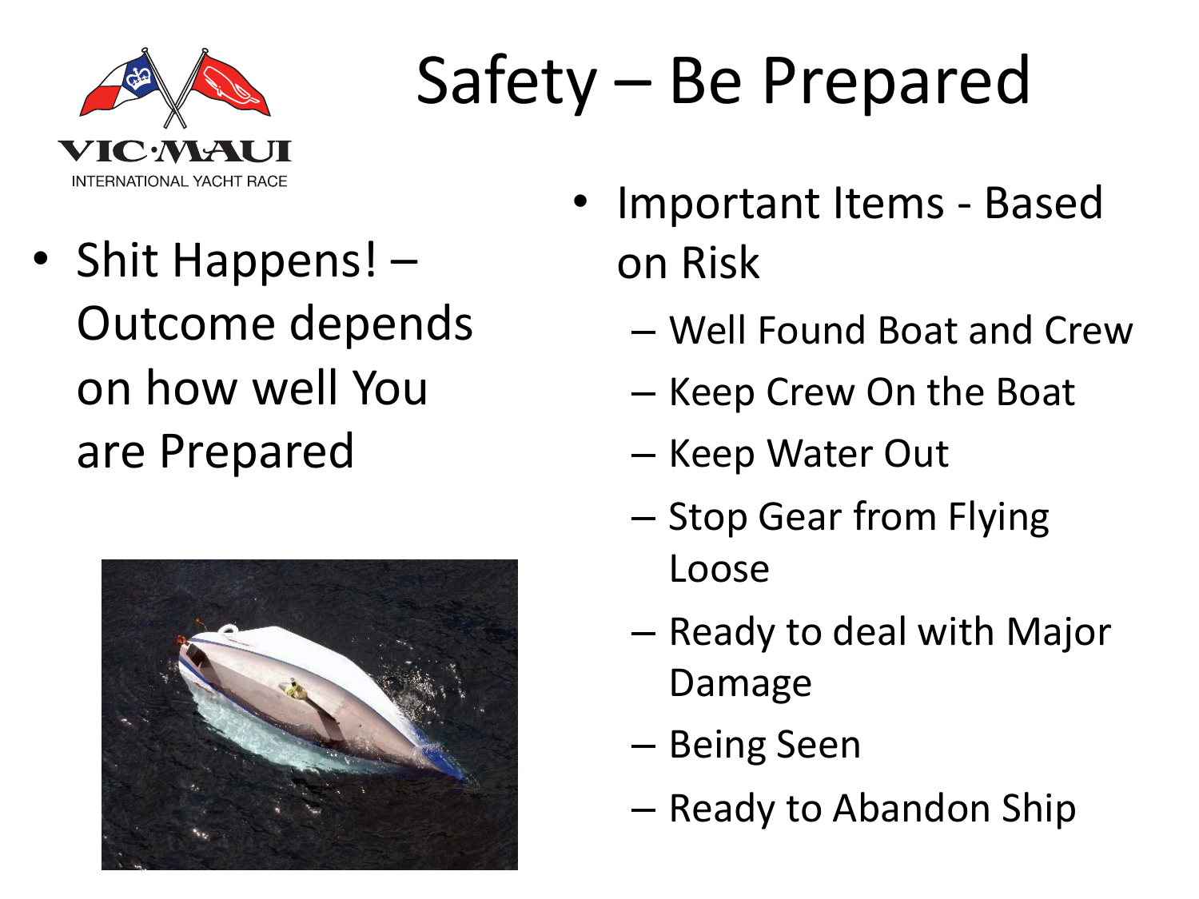VIC·MAUI INTERNATIONAL YACHT RACE

# Safety – Be Prepared

- Shit Happens! – Outcome depends on how well You are Prepared

- Important Items - Based on Risk
  - Well Found Boat and Crew
  - Keep Crew On the Boat
  - Keep Water Out
  - Stop Gear from Flying Loose
  - Ready to deal with Major Damage
  - Being Seen
  - Ready to Abandon Ship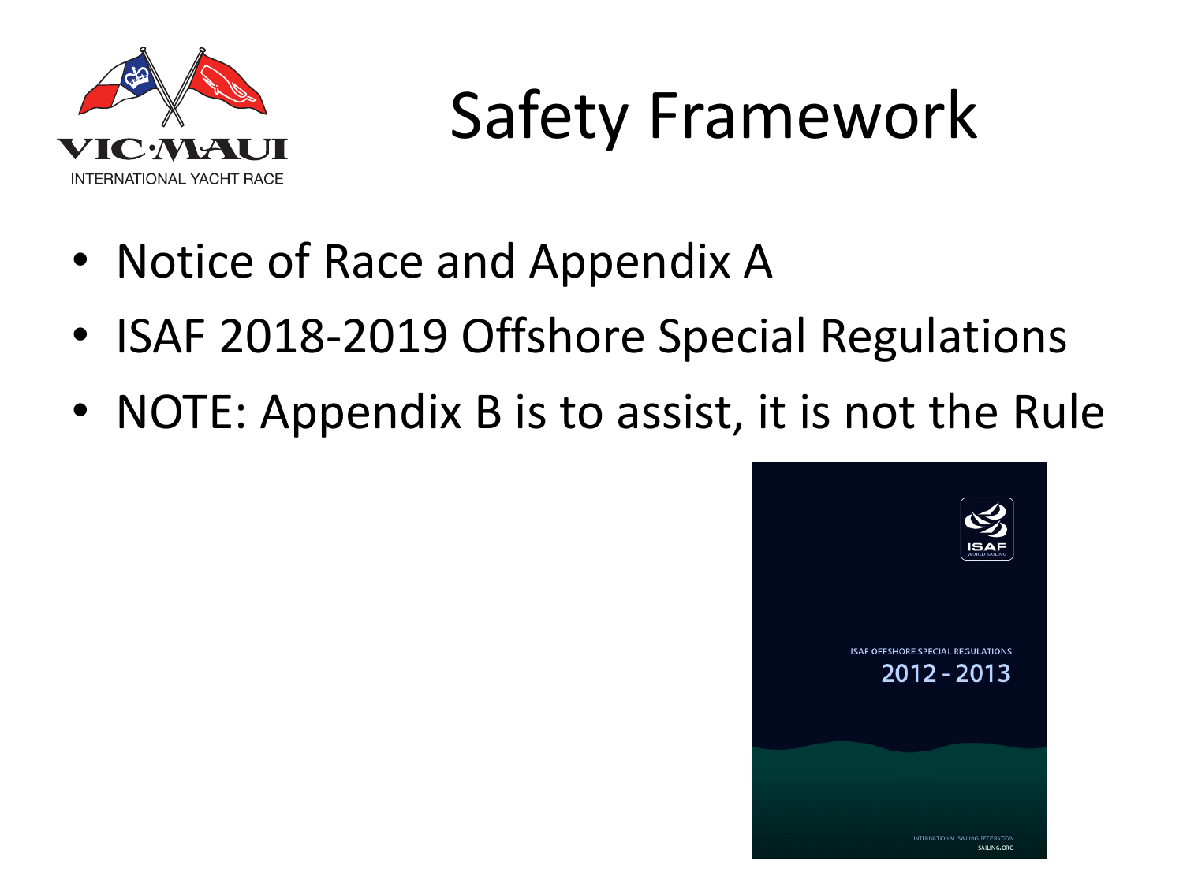# Safety Framework

- Notice of Race and Appendix A
- ISAF 2018-2019 Offshore Special Regulations
- NOTE: Appendix B is to assist, it is not the Rule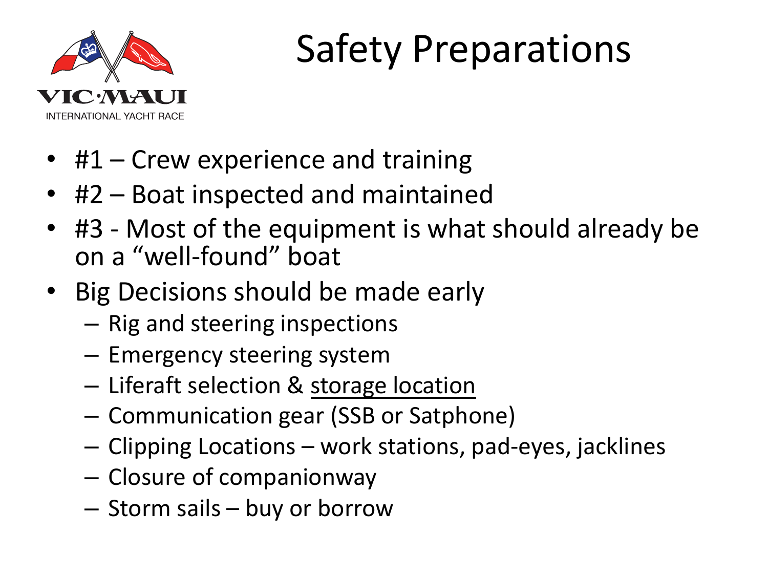# Safety Preparations

- #1 – Crew experience and training
- #2 – Boat inspected and maintained
- #3 - Most of the equipment is what should already be on a "well-found" boat
- Big Decisions should be made early
  - Rig and steering inspections
  - Emergency steering system
  - Liferaft selection & <u>storage location</u>
  - Communication gear (SSB or Satphone)
  - Clipping Locations – work stations, pad-eyes, jacklines
  - Closure of companionway
  - Storm sails – buy or borrow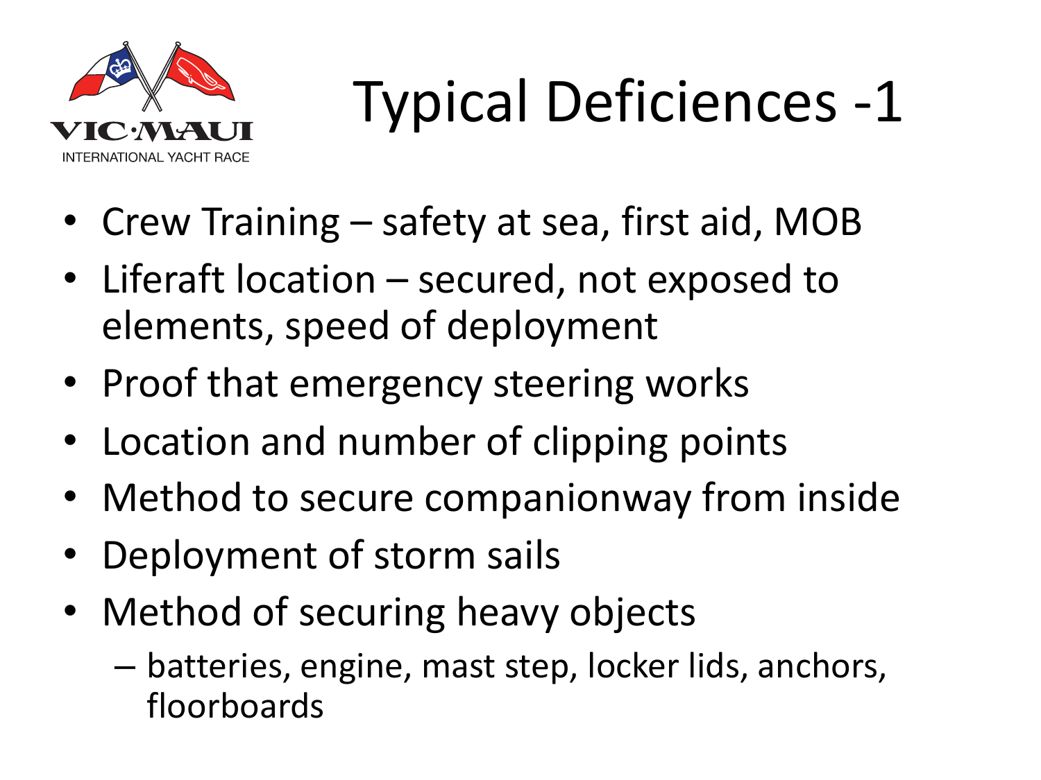# Typical Deficiences -1

- Crew Training – safety at sea, first aid, MOB
- Liferaft location – secured, not exposed to elements, speed of deployment
- Proof that emergency steering works
- Location and number of clipping points
- Method to secure companionway from inside
- Deployment of storm sails
- Method of securing heavy objects
  - batteries, engine, mast step, locker lids, anchors, floorboards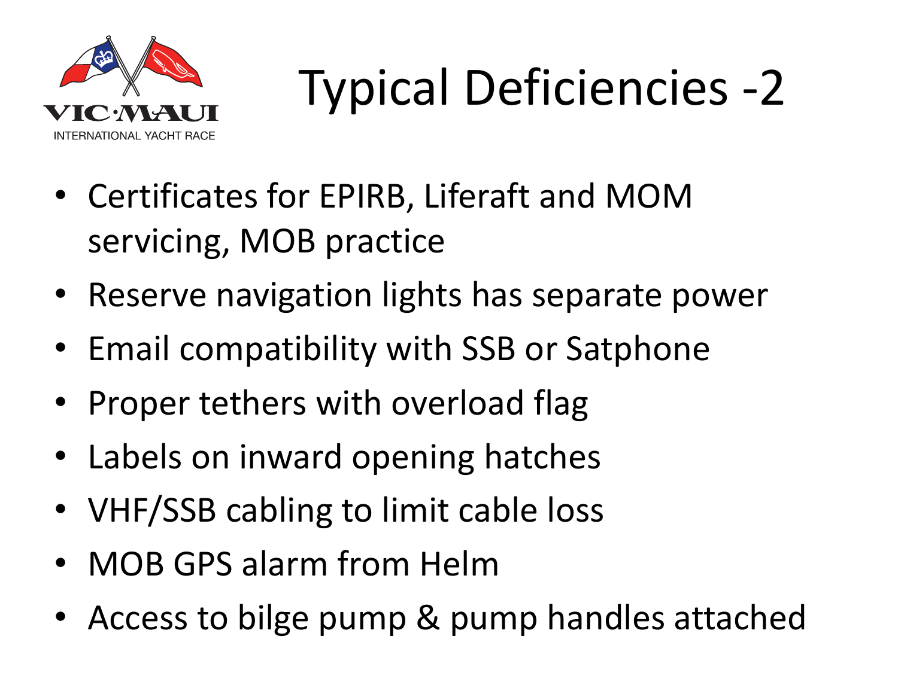# Typical Deficiencies -2

- Certificates for EPIRB, Liferaft and MOM servicing, MOB practice
- Reserve navigation lights has separate power
- Email compatibility with SSB or Satphone
- Proper tethers with overload flag
- Labels on inward opening hatches
- VHF/SSB cabling to limit cable loss
- MOB GPS alarm from Helm
- Access to bilge pump & pump handles attached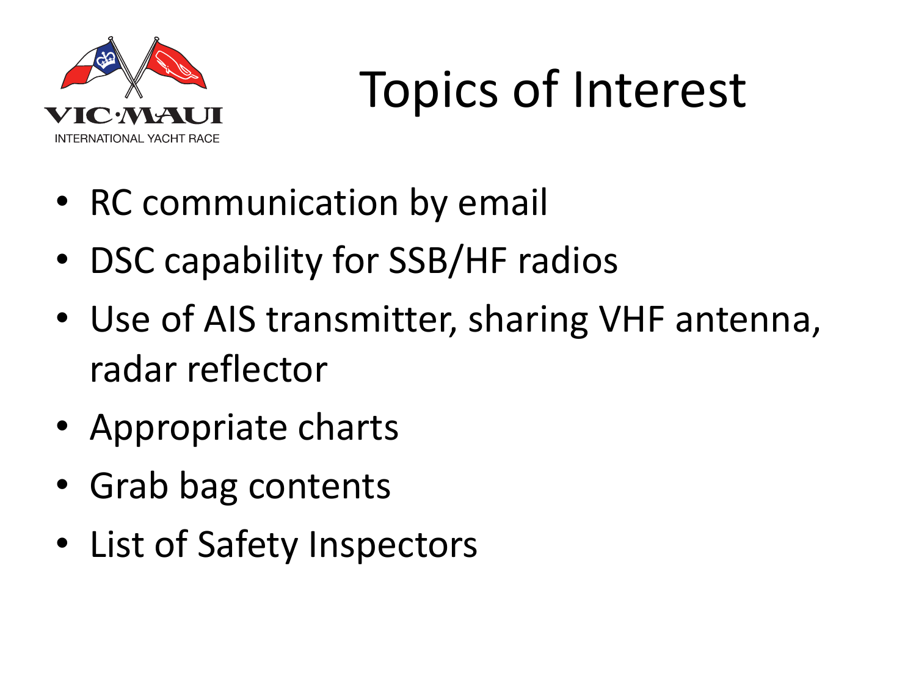# Topics of Interest

- RC communication by email
- DSC capability for SSB/HF radios
- Use of AIS transmitter, sharing VHF antenna, radar reflector
- Appropriate charts
- Grab bag contents
- List of Safety Inspectors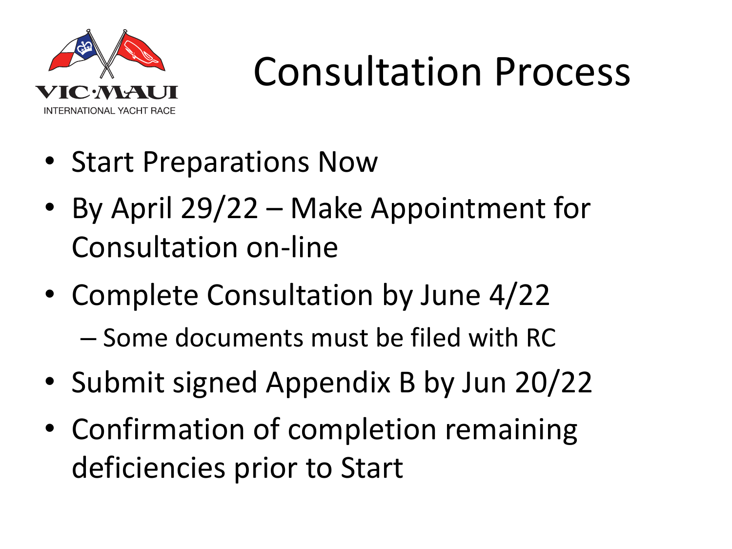# Consultation Process

- Start Preparations Now
- By April 29/22 – Make Appointment for Consultation on-line
- Complete Consultation by June 4/22
  - Some documents must be filed with RC
- Submit signed Appendix B by Jun 20/22
- Confirmation of completion remaining deficiencies prior to Start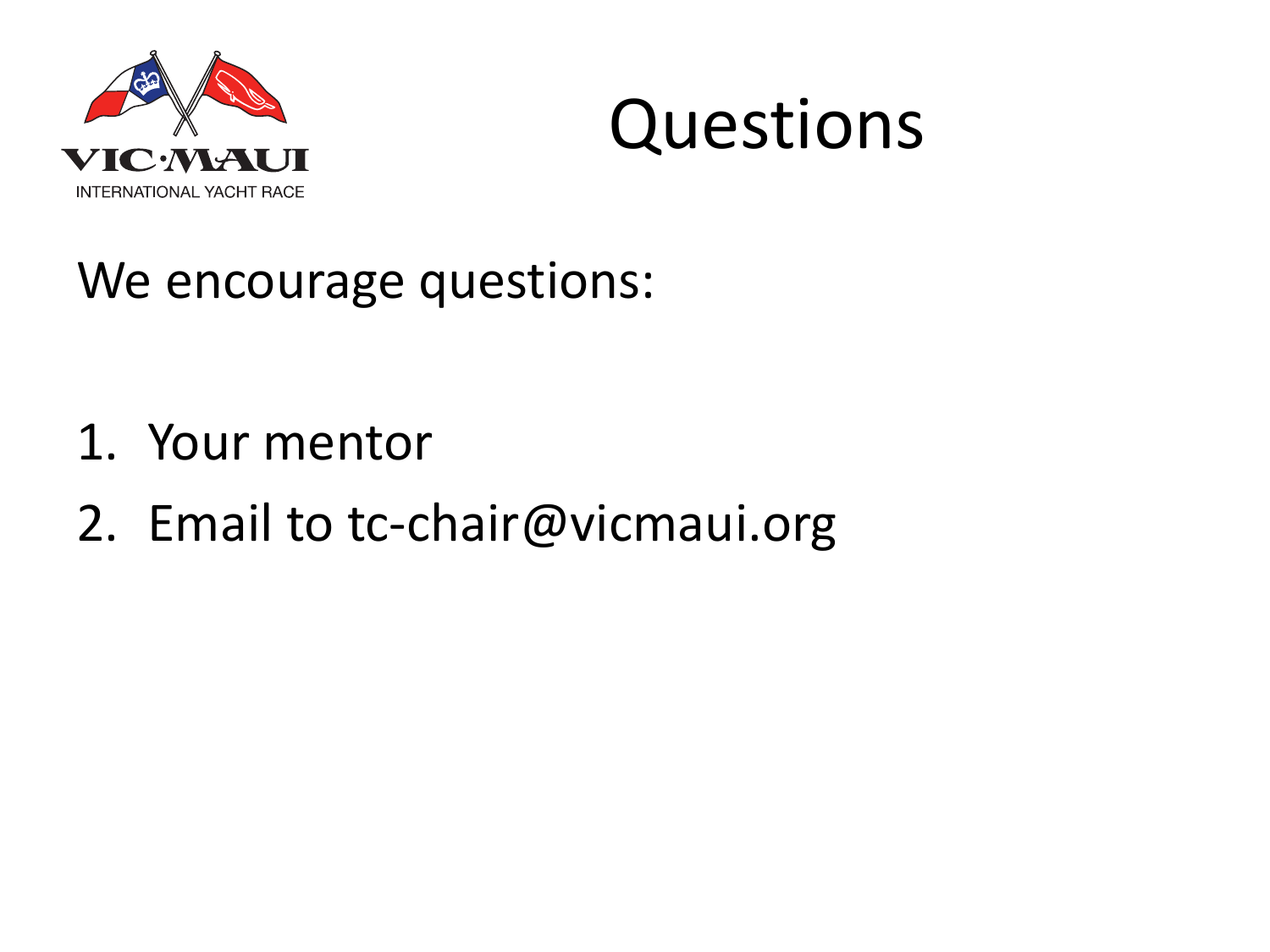# Questions

We encourage questions:

1. Your mentor
2. Email to tc-chair@vicmaui.org